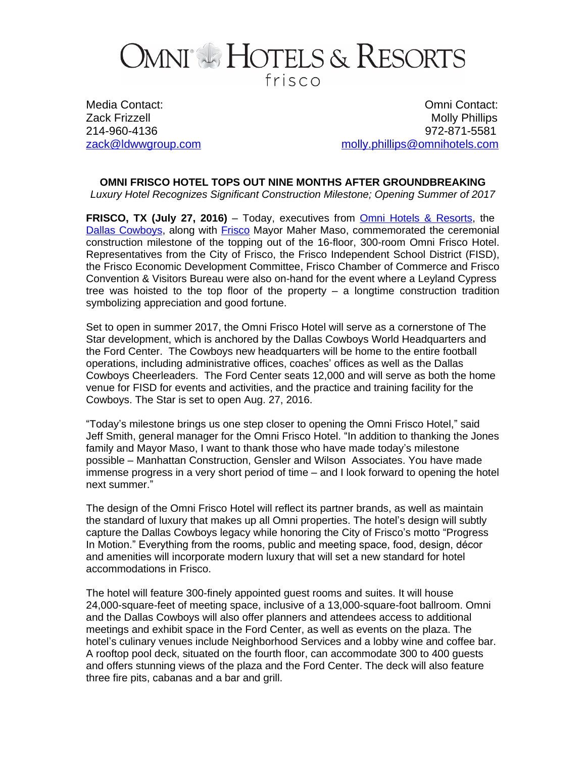# OMNI HOTELS & RESORTS
frisco

Media Contact:
Zack Frizzell
214-960-4136
[zack@ldwwgroup.com](mailto:zack@ldwwgroup.com)

Omni Contact:
Molly Phillips
972-871-5581
[molly.phillips@omnihotels.com](mailto:molly.phillips@omnihotels.com)

## OMNI FRISCO HOTEL TOPS OUT NINE MONTHS AFTER GROUNDBREAKING

*Luxury Hotel Recognizes Significant Construction Milestone; Opening Summer of 2017*

**FRISCO, TX (July 27, 2016)** – Today, executives from Omni Hotels & Resorts, the Dallas Cowboys, along with Frisco Mayor Maher Maso, commemorated the ceremonial construction milestone of the topping out of the 16-floor, 300-room Omni Frisco Hotel. Representatives from the City of Frisco, the Frisco Independent School District (FISD), the Frisco Economic Development Committee, Frisco Chamber of Commerce and Frisco Convention & Visitors Bureau were also on-hand for the event where a Leyland Cypress tree was hoisted to the top floor of the property – a longtime construction tradition symbolizing appreciation and good fortune.

Set to open in summer 2017, the Omni Frisco Hotel will serve as a cornerstone of The Star development, which is anchored by the Dallas Cowboys World Headquarters and the Ford Center. The Cowboys new headquarters will be home to the entire football operations, including administrative offices, coaches' offices as well as the Dallas Cowboys Cheerleaders. The Ford Center seats 12,000 and will serve as both the home venue for FISD for events and activities, and the practice and training facility for the Cowboys. The Star is set to open Aug. 27, 2016.

"Today's milestone brings us one step closer to opening the Omni Frisco Hotel," said Jeff Smith, general manager for the Omni Frisco Hotel. "In addition to thanking the Jones family and Mayor Maso, I want to thank those who have made today's milestone possible – Manhattan Construction, Gensler and Wilson Associates. You have made immense progress in a very short period of time – and I look forward to opening the hotel next summer."

The design of the Omni Frisco Hotel will reflect its partner brands, as well as maintain the standard of luxury that makes up all Omni properties. The hotel's design will subtly capture the Dallas Cowboys legacy while honoring the City of Frisco's motto "Progress In Motion." Everything from the rooms, public and meeting space, food, design, décor and amenities will incorporate modern luxury that will set a new standard for hotel accommodations in Frisco.

The hotel will feature 300-finely appointed guest rooms and suites. It will house 24,000-square-feet of meeting space, inclusive of a 13,000-square-foot ballroom. Omni and the Dallas Cowboys will also offer planners and attendees access to additional meetings and exhibit space in the Ford Center, as well as events on the plaza. The hotel's culinary venues include Neighborhood Services and a lobby wine and coffee bar. A rooftop pool deck, situated on the fourth floor, can accommodate 300 to 400 guests and offers stunning views of the plaza and the Ford Center. The deck will also feature three fire pits, cabanas and a bar and grill.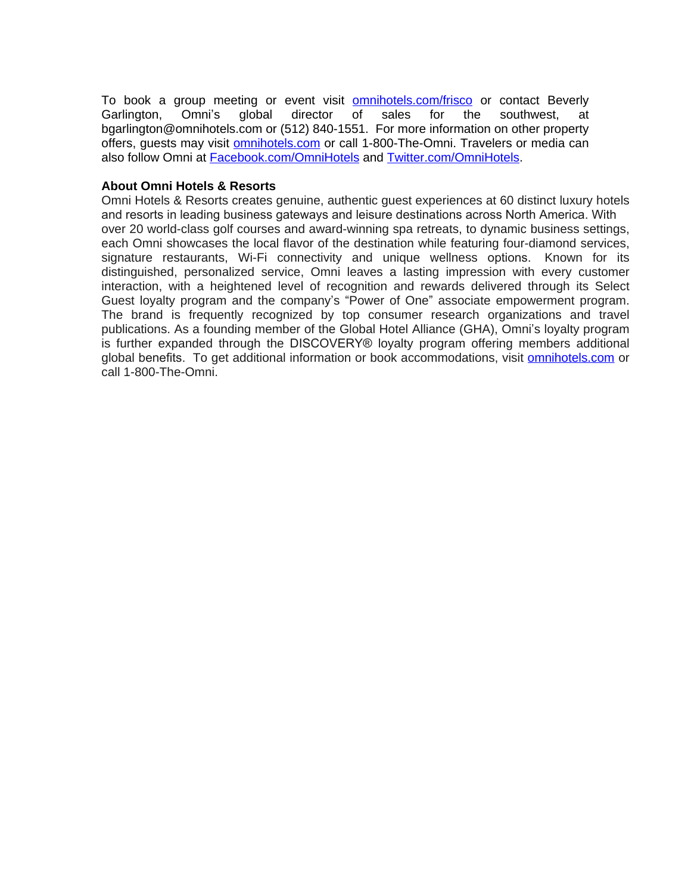To book a group meeting or event visit omnihotels.com/frisco or contact Beverly Garlington, Omni's global director of sales for the southwest, at bgarlington@omnihotels.com or (512) 840-1551. For more information on other property offers, guests may visit omnihotels.com or call 1-800-The-Omni. Travelers or media can also follow Omni at Facebook.com/OmniHotels and Twitter.com/OmniHotels.

**About Omni Hotels & Resorts**

Omni Hotels & Resorts creates genuine, authentic guest experiences at 60 distinct luxury hotels and resorts in leading business gateways and leisure destinations across North America. With over 20 world-class golf courses and award-winning spa retreats, to dynamic business settings, each Omni showcases the local flavor of the destination while featuring four-diamond services, signature restaurants, Wi-Fi connectivity and unique wellness options. Known for its distinguished, personalized service, Omni leaves a lasting impression with every customer interaction, with a heightened level of recognition and rewards delivered through its Select Guest loyalty program and the company's "Power of One" associate empowerment program. The brand is frequently recognized by top consumer research organizations and travel publications. As a founding member of the Global Hotel Alliance (GHA), Omni's loyalty program is further expanded through the DISCOVERY® loyalty program offering members additional global benefits. To get additional information or book accommodations, visit omnihotels.com or call 1-800-The-Omni.